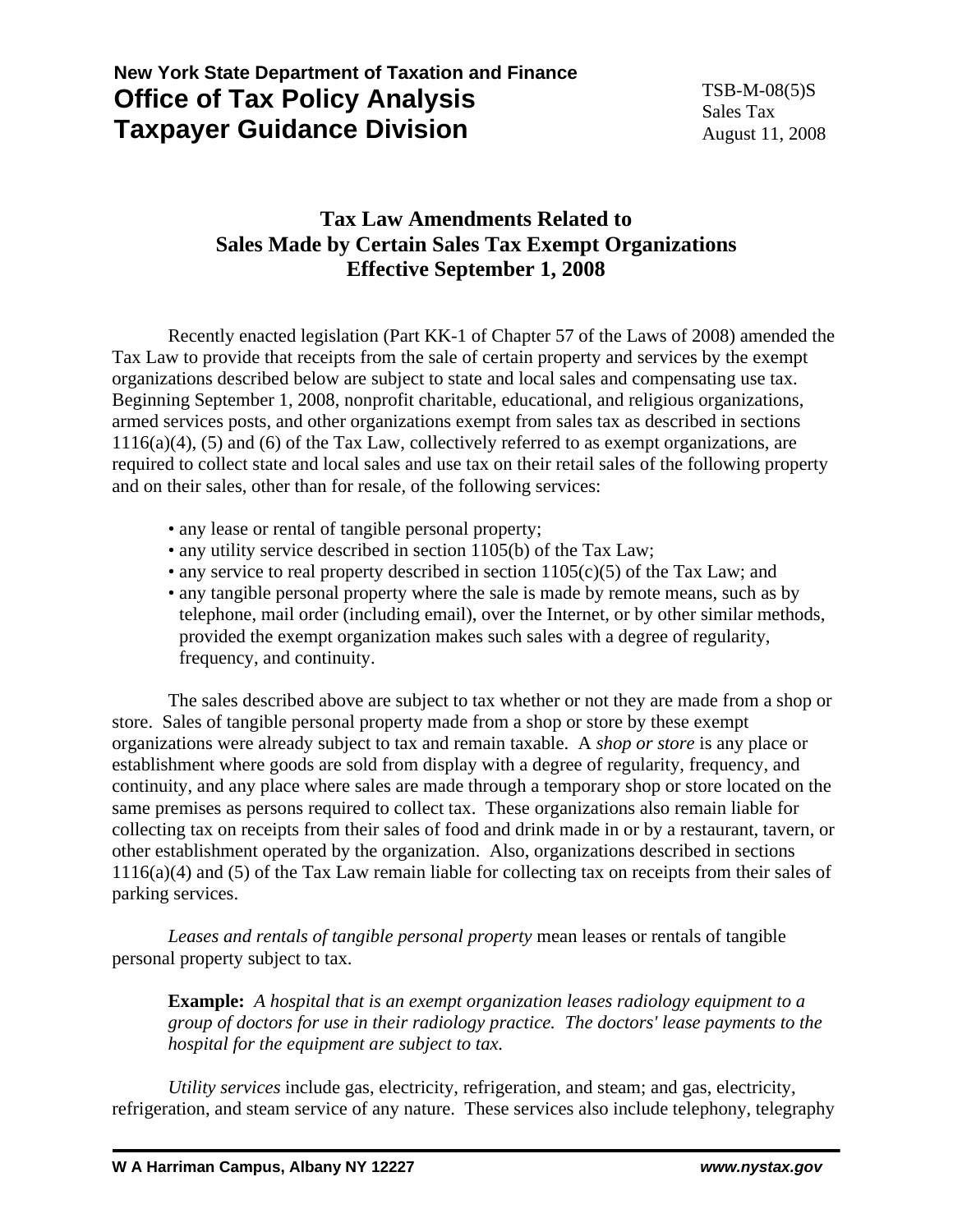**New York State Department of Taxation and Finance**
**Office of Tax Policy Analysis**
**Taxpayer Guidance Division**

TSB-M-08(5)S
Sales Tax
August 11, 2008

# Tax Law Amendments Related to Sales Made by Certain Sales Tax Exempt Organizations Effective September 1, 2008

Recently enacted legislation (Part KK-1 of Chapter 57 of the Laws of 2008) amended the Tax Law to provide that receipts from the sale of certain property and services by the exempt organizations described below are subject to state and local sales and compensating use tax. Beginning September 1, 2008, nonprofit charitable, educational, and religious organizations, armed services posts, and other organizations exempt from sales tax as described in sections 1116(a)(4), (5) and (6) of the Tax Law, collectively referred to as exempt organizations, are required to collect state and local sales and use tax on their retail sales of the following property and on their sales, other than for resale, of the following services:

- any lease or rental of tangible personal property;
- any utility service described in section 1105(b) of the Tax Law;
- any service to real property described in section 1105(c)(5) of the Tax Law; and
- any tangible personal property where the sale is made by remote means, such as by telephone, mail order (including email), over the Internet, or by other similar methods, provided the exempt organization makes such sales with a degree of regularity, frequency, and continuity.

The sales described above are subject to tax whether or not they are made from a shop or store. Sales of tangible personal property made from a shop or store by these exempt organizations were already subject to tax and remain taxable. A *shop or store* is any place or establishment where goods are sold from display with a degree of regularity, frequency, and continuity, and any place where sales are made through a temporary shop or store located on the same premises as persons required to collect tax. These organizations also remain liable for collecting tax on receipts from their sales of food and drink made in or by a restaurant, tavern, or other establishment operated by the organization. Also, organizations described in sections 1116(a)(4) and (5) of the Tax Law remain liable for collecting tax on receipts from their sales of parking services.

*Leases and rentals of tangible personal property* mean leases or rentals of tangible personal property subject to tax.

> **Example:** *A hospital that is an exempt organization leases radiology equipment to a group of doctors for use in their radiology practice. The doctors' lease payments to the hospital for the equipment are subject to tax.*

*Utility services* include gas, electricity, refrigeration, and steam; and gas, electricity, refrigeration, and steam service of any nature. These services also include telephony, telegraphy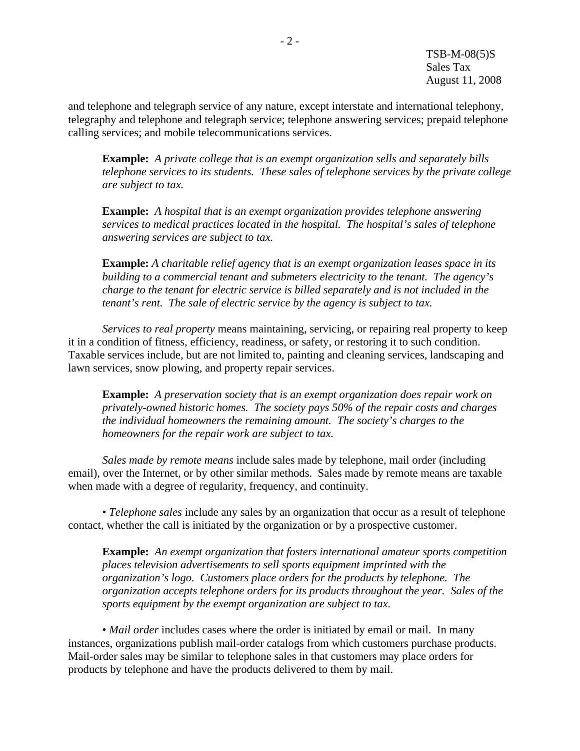and telephone and telegraph service of any nature, except interstate and international telephony, telegraphy and telephone and telegraph service; telephone answering services; prepaid telephone calling services; and mobile telecommunications services.

> **Example:** *A private college that is an exempt organization sells and separately bills telephone services to its students. These sales of telephone services by the private college are subject to tax.*

> **Example:** *A hospital that is an exempt organization provides telephone answering services to medical practices located in the hospital. The hospital's sales of telephone answering services are subject to tax.*

> **Example:** *A charitable relief agency that is an exempt organization leases space in its building to a commercial tenant and submeters electricity to the tenant. The agency's charge to the tenant for electric service is billed separately and is not included in the tenant's rent. The sale of electric service by the agency is subject to tax.*

*Services to real property* means maintaining, servicing, or repairing real property to keep it in a condition of fitness, efficiency, readiness, or safety, or restoring it to such condition. Taxable services include, but are not limited to, painting and cleaning services, landscaping and lawn services, snow plowing, and property repair services.

> **Example:** *A preservation society that is an exempt organization does repair work on privately-owned historic homes. The society pays 50% of the repair costs and charges the individual homeowners the remaining amount. The society's charges to the homeowners for the repair work are subject to tax.*

*Sales made by remote means* include sales made by telephone, mail order (including email), over the Internet, or by other similar methods. Sales made by remote means are taxable when made with a degree of regularity, frequency, and continuity.

• *Telephone sales* include any sales by an organization that occur as a result of telephone contact, whether the call is initiated by the organization or by a prospective customer.

> **Example:** *An exempt organization that fosters international amateur sports competition places television advertisements to sell sports equipment imprinted with the organization's logo. Customers place orders for the products by telephone. The organization accepts telephone orders for its products throughout the year. Sales of the sports equipment by the exempt organization are subject to tax.*

• *Mail order* includes cases where the order is initiated by email or mail. In many instances, organizations publish mail-order catalogs from which customers purchase products. Mail-order sales may be similar to telephone sales in that customers may place orders for products by telephone and have the products delivered to them by mail.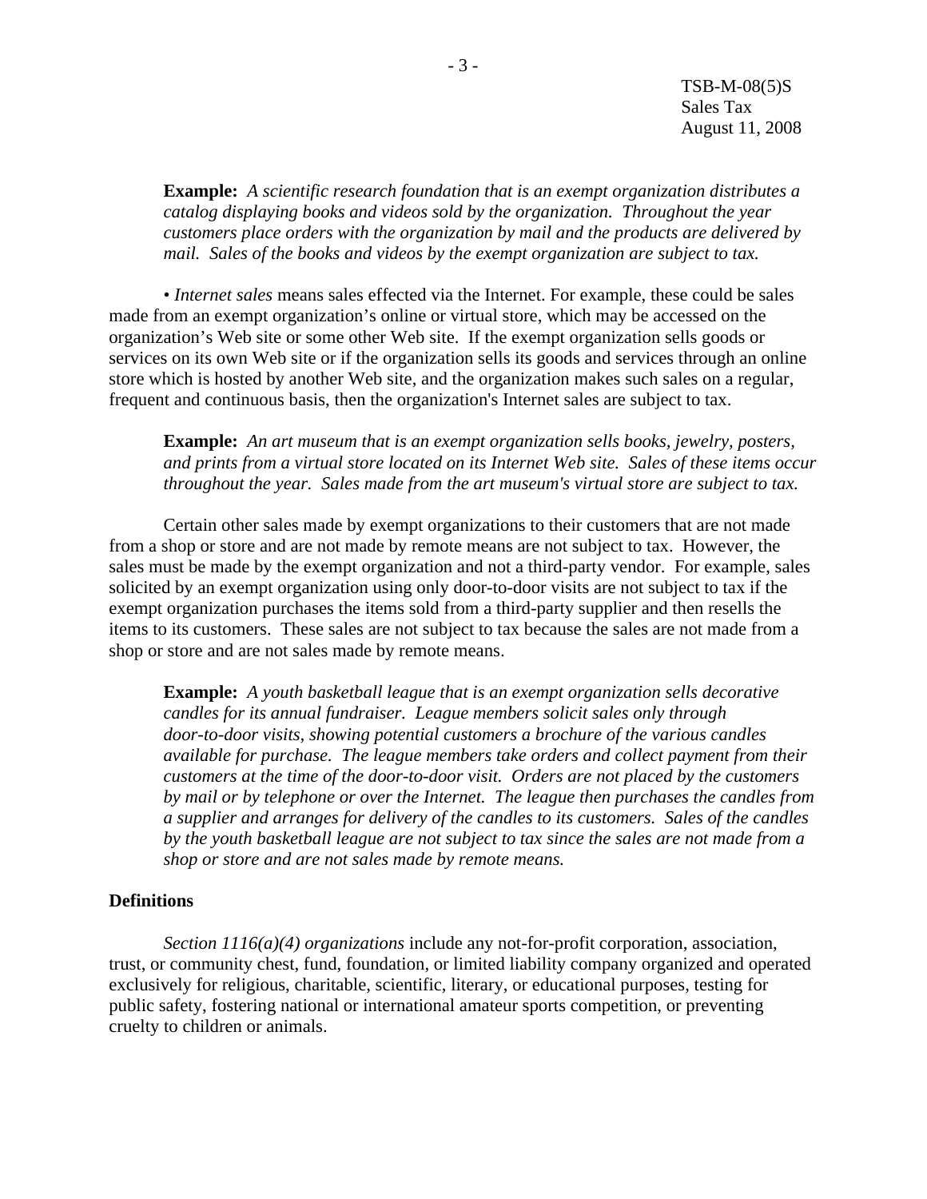**Example:** *A scientific research foundation that is an exempt organization distributes a catalog displaying books and videos sold by the organization. Throughout the year customers place orders with the organization by mail and the products are delivered by mail. Sales of the books and videos by the exempt organization are subject to tax.*

• *Internet sales* means sales effected via the Internet. For example, these could be sales made from an exempt organization's online or virtual store, which may be accessed on the organization's Web site or some other Web site. If the exempt organization sells goods or services on its own Web site or if the organization sells its goods and services through an online store which is hosted by another Web site, and the organization makes such sales on a regular, frequent and continuous basis, then the organization's Internet sales are subject to tax.

**Example:** *An art museum that is an exempt organization sells books, jewelry, posters, and prints from a virtual store located on its Internet Web site. Sales of these items occur throughout the year. Sales made from the art museum's virtual store are subject to tax.*

Certain other sales made by exempt organizations to their customers that are not made from a shop or store and are not made by remote means are not subject to tax. However, the sales must be made by the exempt organization and not a third-party vendor. For example, sales solicited by an exempt organization using only door-to-door visits are not subject to tax if the exempt organization purchases the items sold from a third-party supplier and then resells the items to its customers. These sales are not subject to tax because the sales are not made from a shop or store and are not sales made by remote means.

**Example:** *A youth basketball league that is an exempt organization sells decorative candles for its annual fundraiser. League members solicit sales only through door-to-door visits, showing potential customers a brochure of the various candles available for purchase. The league members take orders and collect payment from their customers at the time of the door-to-door visit. Orders are not placed by the customers by mail or by telephone or over the Internet. The league then purchases the candles from a supplier and arranges for delivery of the candles to its customers. Sales of the candles by the youth basketball league are not subject to tax since the sales are not made from a shop or store and are not sales made by remote means.*

## Definitions

*Section 1116(a)(4) organizations* include any not-for-profit corporation, association, trust, or community chest, fund, foundation, or limited liability company organized and operated exclusively for religious, charitable, scientific, literary, or educational purposes, testing for public safety, fostering national or international amateur sports competition, or preventing cruelty to children or animals.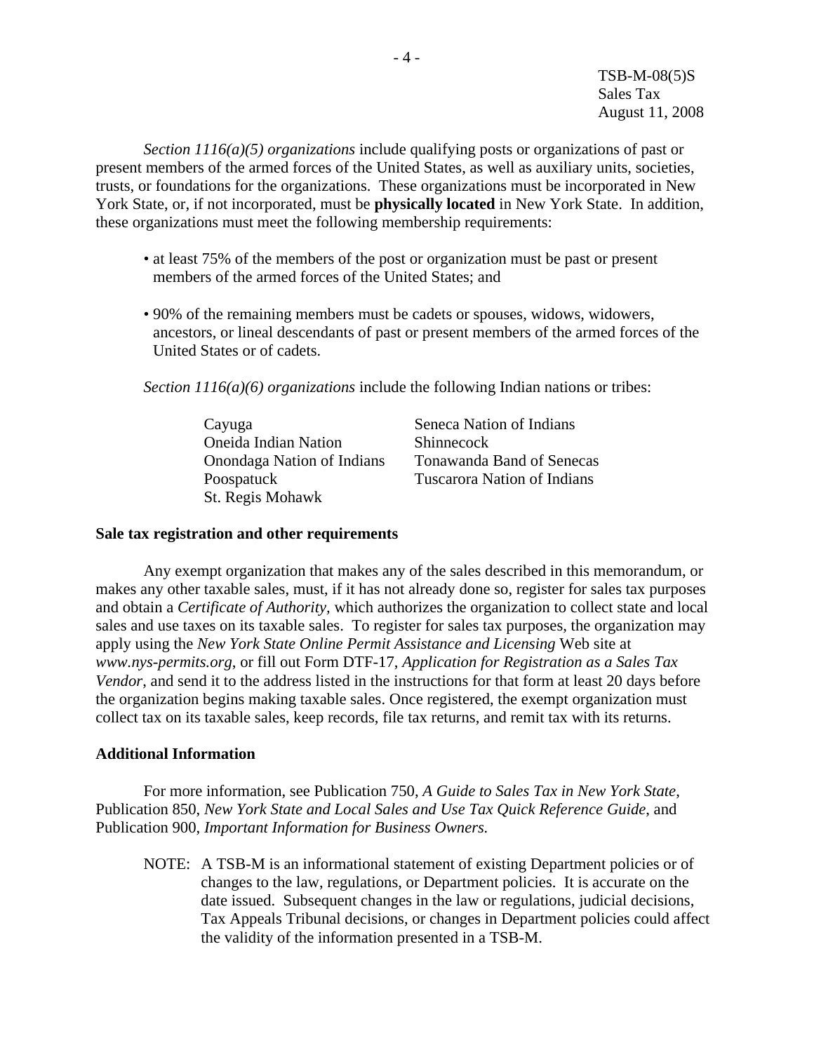*Section 1116(a)(5) organizations* include qualifying posts or organizations of past or present members of the armed forces of the United States, as well as auxiliary units, societies, trusts, or foundations for the organizations. These organizations must be incorporated in New York State, or, if not incorporated, must be **physically located** in New York State. In addition, these organizations must meet the following membership requirements:

- at least 75% of the members of the post or organization must be past or present members of the armed forces of the United States; and
- 90% of the remaining members must be cadets or spouses, widows, widowers, ancestors, or lineal descendants of past or present members of the armed forces of the United States or of cadets.

*Section 1116(a)(6) organizations* include the following Indian nations or tribes:

| | |
|---|---|
| Cayuga | Seneca Nation of Indians |
| Oneida Indian Nation | Shinnecock |
| Onondaga Nation of Indians | Tonawanda Band of Senecas |
| Poospatuck | Tuscarora Nation of Indians |
| St. Regis Mohawk | |

**Sale tax registration and other requirements**

Any exempt organization that makes any of the sales described in this memorandum, or makes any other taxable sales, must, if it has not already done so, register for sales tax purposes and obtain a *Certificate of Authority,* which authorizes the organization to collect state and local sales and use taxes on its taxable sales. To register for sales tax purposes, the organization may apply using the *New York State Online Permit Assistance and Licensing* Web site at *www.nys-permits.org*, or fill out Form DTF-17, *Application for Registration as a Sales Tax Vendor*, and send it to the address listed in the instructions for that form at least 20 days before the organization begins making taxable sales. Once registered, the exempt organization must collect tax on its taxable sales, keep records, file tax returns, and remit tax with its returns.

**Additional Information**

For more information, see Publication 750, *A Guide to Sales Tax in New York State*, Publication 850, *New York State and Local Sales and Use Tax Quick Reference Guide*, and Publication 900, *Important Information for Business Owners.*

NOTE: A TSB-M is an informational statement of existing Department policies or of changes to the law, regulations, or Department policies. It is accurate on the date issued. Subsequent changes in the law or regulations, judicial decisions, Tax Appeals Tribunal decisions, or changes in Department policies could affect the validity of the information presented in a TSB-M.